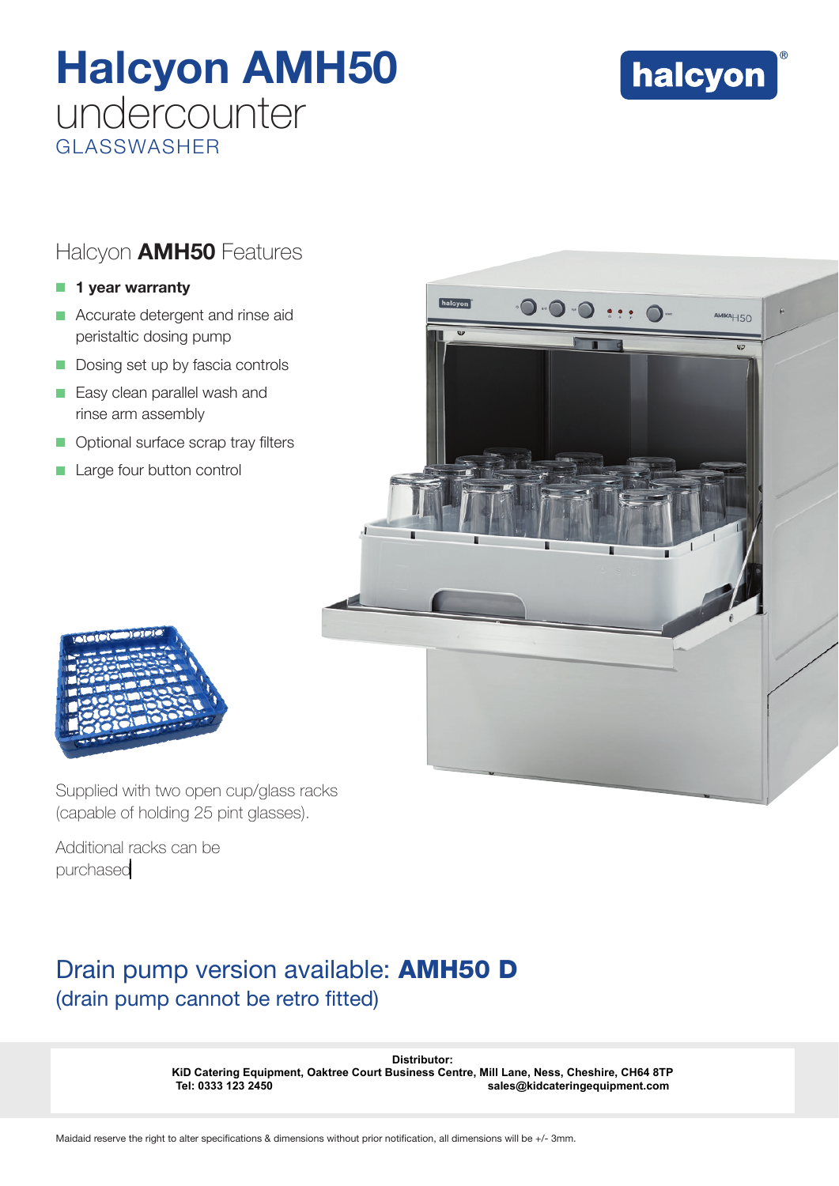# Halcyon AMH50

undercounter

GLASSWASHER

halcyon®

## Halcyon **AMH50** Features

- **1 year warranty**
- Accurate detergent and rinse aid peristaltic dosing pump
- Dosing set up by fascia controls
- Easy clean parallel wash and rinse arm assembly
- Optional surface scrap tray filters
- Large four button control

Supplied with two open cup/glass racks (capable of holding 25 pint glasses).

Additional racks can be purchased

## Drain pump version available: **AMH50 D**

(drain pump cannot be retro fitted)

**Distributor:**
**KiD Catering Equipment, Oaktree Court Business Centre, Mill Lane, Ness, Cheshire, CH64 8TP**
**Tel: 0333 123 2450** **sales@kidcateringequipment.com**

Maidaid reserve the right to alter specifications & dimensions without prior notification, all dimensions will be +/- 3mm.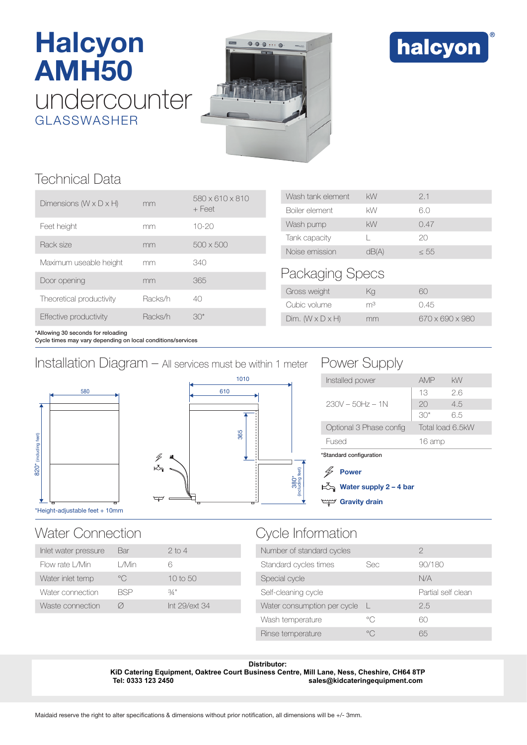# Halcyon AMH50 undercounter GLASSWASHER

halcyon®

## Technical Data

| | | |
|---|---|---|
| Dimensions (W x D x H) | mm | 580 x 610 x 810 + Feet |
| Feet height | mm | 10-20 |
| Rack size | mm | 500 x 500 |
| Maximum useable height | mm | 340 |
| Door opening | mm | 365 |
| Theoretical productivity | Racks/h | 40 |
| Effective productivity | Racks/h | 30* |

*Allowing 30 seconds for reloading
Cycle times may vary depending on local conditions/services

| | | |
|---|---|---|
| Wash tank element | kW | 2.1 |
| Boiler element | kW | 6.0 |
| Wash pump | kW | 0.47 |
| Tank capacity | L | 20 |
| Noise emission | dB(A) | ≤ 55 |

## Packaging Specs

| | | |
|---|---|---|
| Gross weight | Kg | 60 |
| Cubic volume | m³ | 0.45 |
| Dim. (W x D x H) | mm | 670 x 690 x 980 |

## Installation Diagram – All services must be within 1 meter

580

820* (including feet)

1010

610

365

380* (including feet)

*Height-adjustable feet + 10mm

## Power Supply

| Installed power | AMP | kW |
|---|---|---|
| 230V – 50Hz – 1N | 13 | 2.6 |
| | 20 | 4.5 |
| | 30* | 6.5 |
| Optional 3 Phase config | Total load 6.5kW | |
| Fused | 16 amp | |

*Standard configuration

**Power**

**Water supply 2 – 4 bar**

**Gravity drain**

## Water Connection

| | | |
|---|---|---|
| Inlet water pressure | Bar | 2 to 4 |
| Flow rate L/Min | L/Min | 6 |
| Water inlet temp | °C | 10 to 50 |
| Water connection | BSP | ¾" |
| Waste connection | Ø | Int 29/ext 34 |

## Cycle Information

| | | |
|---|---|---|
| Number of standard cycles | | 2 |
| Standard cycles times | Sec | 90/180 |
| Special cycle | | N/A |
| Self-cleaning cycle | | Partial self clean |
| Water consumption per cycle | L | 2.5 |
| Wash temperature | °C | 60 |
| Rinse temperature | °C | 65 |

**Distributor:**
**KiD Catering Equipment, Oaktree Court Business Centre, Mill Lane, Ness, Cheshire, CH64 8TP**
**Tel: 0333 123 2450** **sales@kidcateringequipment.com**

Maidaid reserve the right to alter specifications & dimensions without prior notification, all dimensions will be +/- 3mm.